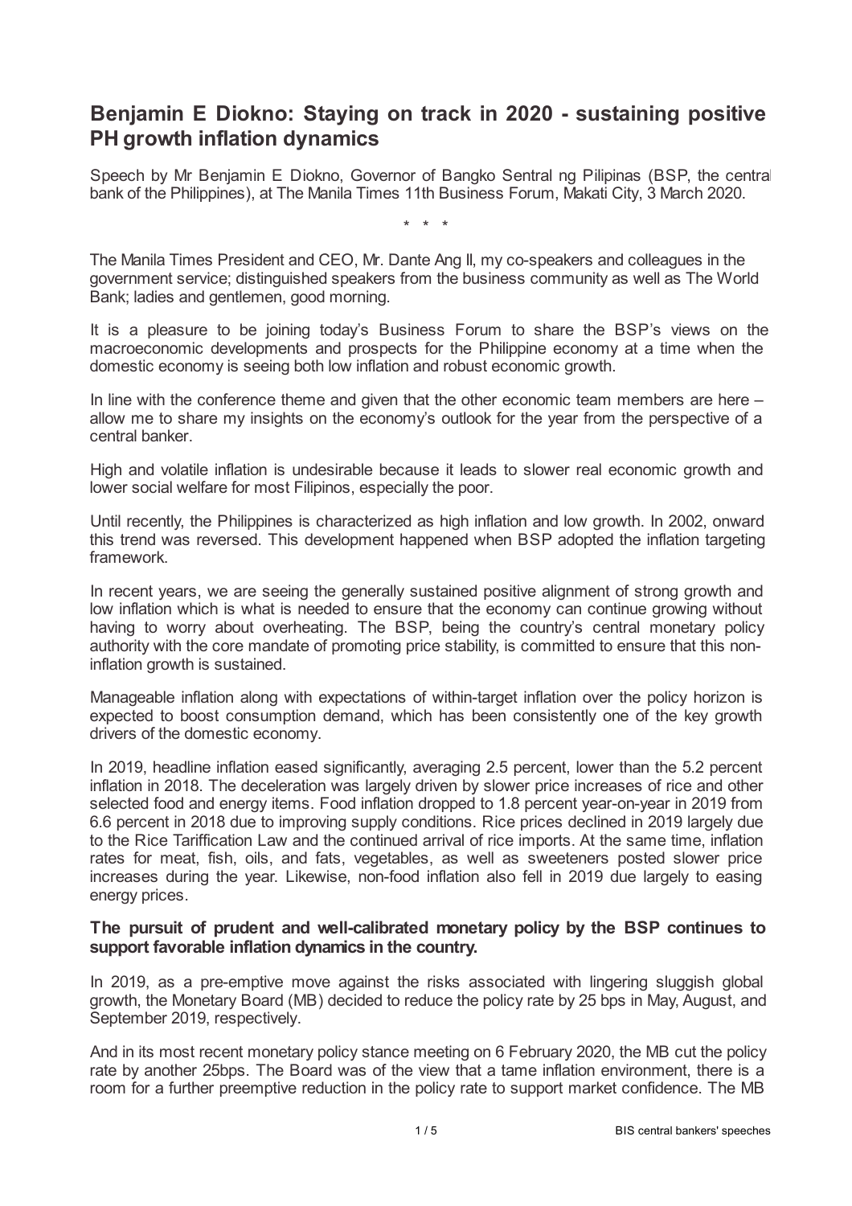# Benjamin E Diokno: Staying on track in 2020 - sustaining positive PH growth inflation dynamics

Speech by Mr Benjamin E Diokno, Governor of Bangko Sentral ng Pilipinas (BSP, the central bank of the Philippines), at The Manila Times 11th Business Forum, Makati City, 3 March 2020.

\* \* \*

The Manila Times President and CEO, Mr. Dante Ang II, my co-speakers and colleagues in the government service; distinguished speakers from the business community as well as The World Bank; ladies and gentlemen, good morning.

It is a pleasure to be joining today's Business Forum to share the BSP's views on the macroeconomic developments and prospects for the Philippine economy at a time when the domestic economy is seeing both low inflation and robust economic growth.

In line with the conference theme and given that the other economic team members are here – allow me to share my insights on the economy's outlook for the year from the perspective of a central banker.

High and volatile inflation is undesirable because it leads to slower real economic growth and lower social welfare for most Filipinos, especially the poor.

Until recently, the Philippines is characterized as high inflation and low growth. In 2002, onward this trend was reversed. This development happened when BSP adopted the inflation targeting framework.

In recent years, we are seeing the generally sustained positive alignment of strong growth and low inflation which is what is needed to ensure that the economy can continue growing without having to worry about overheating. The BSP, being the country's central monetary policy authority with the core mandate of promoting price stability, is committed to ensure that this non-inflation growth is sustained.

Manageable inflation along with expectations of within-target inflation over the policy horizon is expected to boost consumption demand, which has been consistently one of the key growth drivers of the domestic economy.

In 2019, headline inflation eased significantly, averaging 2.5 percent, lower than the 5.2 percent inflation in 2018. The deceleration was largely driven by slower price increases of rice and other selected food and energy items. Food inflation dropped to 1.8 percent year-on-year in 2019 from 6.6 percent in 2018 due to improving supply conditions. Rice prices declined in 2019 largely due to the Rice Tariffication Law and the continued arrival of rice imports. At the same time, inflation rates for meat, fish, oils, and fats, vegetables, as well as sweeteners posted slower price increases during the year. Likewise, non-food inflation also fell in 2019 due largely to easing energy prices.

**The pursuit of prudent and well-calibrated monetary policy by the BSP continues to support favorable inflation dynamics in the country.**

In 2019, as a pre-emptive move against the risks associated with lingering sluggish global growth, the Monetary Board (MB) decided to reduce the policy rate by 25 bps in May, August, and September 2019, respectively.

And in its most recent monetary policy stance meeting on 6 February 2020, the MB cut the policy rate by another 25bps. The Board was of the view that a tame inflation environment, there is a room for a further preemptive reduction in the policy rate to support market confidence. The MB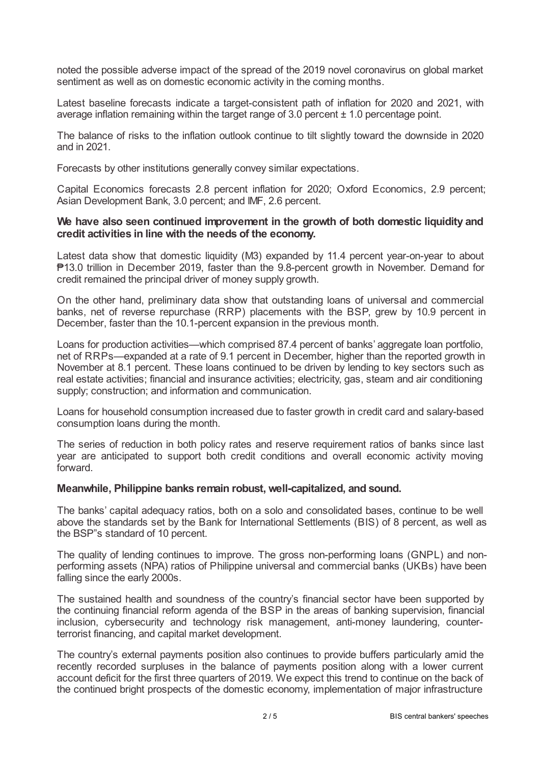noted the possible adverse impact of the spread of the 2019 novel coronavirus on global market sentiment as well as on domestic economic activity in the coming months.

Latest baseline forecasts indicate a target-consistent path of inflation for 2020 and 2021, with average inflation remaining within the target range of 3.0 percent ± 1.0 percentage point.

The balance of risks to the inflation outlook continue to tilt slightly toward the downside in 2020 and in 2021.

Forecasts by other institutions generally convey similar expectations.

Capital Economics forecasts 2.8 percent inflation for 2020; Oxford Economics, 2.9 percent; Asian Development Bank, 3.0 percent; and IMF, 2.6 percent.

**We have also seen continued improvement in the growth of both domestic liquidity and credit activities in line with the needs of the economy.**

Latest data show that domestic liquidity (M3) expanded by 11.4 percent year-on-year to about ₱13.0 trillion in December 2019, faster than the 9.8-percent growth in November. Demand for credit remained the principal driver of money supply growth.

On the other hand, preliminary data show that outstanding loans of universal and commercial banks, net of reverse repurchase (RRP) placements with the BSP, grew by 10.9 percent in December, faster than the 10.1-percent expansion in the previous month.

Loans for production activities—which comprised 87.4 percent of banks' aggregate loan portfolio, net of RRPs—expanded at a rate of 9.1 percent in December, higher than the reported growth in November at 8.1 percent. These loans continued to be driven by lending to key sectors such as real estate activities; financial and insurance activities; electricity, gas, steam and air conditioning supply; construction; and information and communication.

Loans for household consumption increased due to faster growth in credit card and salary-based consumption loans during the month.

The series of reduction in both policy rates and reserve requirement ratios of banks since last year are anticipated to support both credit conditions and overall economic activity moving forward.

**Meanwhile, Philippine banks remain robust, well-capitalized, and sound.**

The banks' capital adequacy ratios, both on a solo and consolidated bases, continue to be well above the standards set by the Bank for International Settlements (BIS) of 8 percent, as well as the BSP"s standard of 10 percent.

The quality of lending continues to improve. The gross non-performing loans (GNPL) and non-performing assets (NPA) ratios of Philippine universal and commercial banks (UKBs) have been falling since the early 2000s.

The sustained health and soundness of the country's financial sector have been supported by the continuing financial reform agenda of the BSP in the areas of banking supervision, financial inclusion, cybersecurity and technology risk management, anti-money laundering, counter-terrorist financing, and capital market development.

The country's external payments position also continues to provide buffers particularly amid the recently recorded surpluses in the balance of payments position along with a lower current account deficit for the first three quarters of 2019. We expect this trend to continue on the back of the continued bright prospects of the domestic economy, implementation of major infrastructure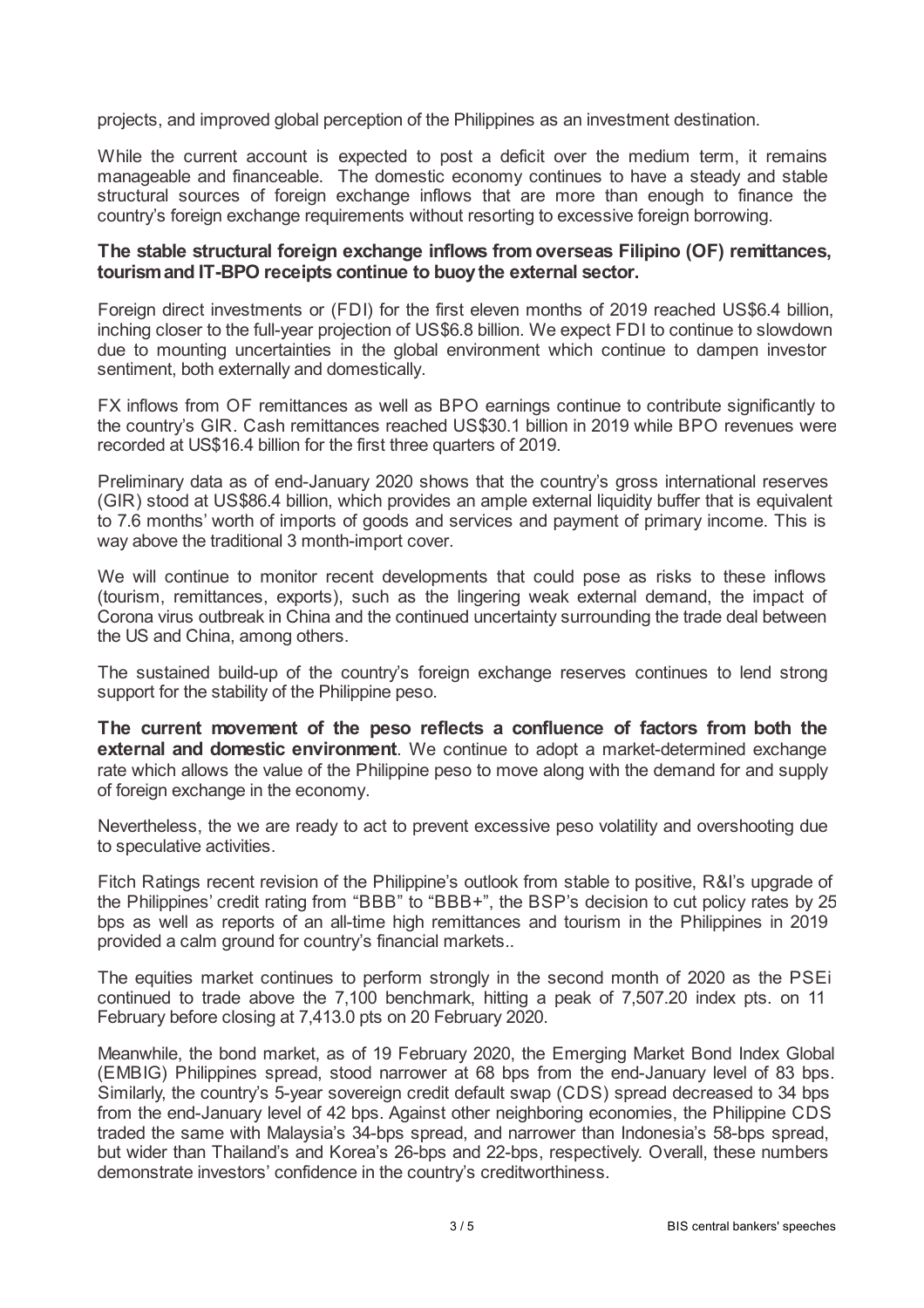projects, and improved global perception of the Philippines as an investment destination.

While the current account is expected to post a deficit over the medium term, it remains manageable and financeable. The domestic economy continues to have a steady and stable structural sources of foreign exchange inflows that are more than enough to finance the country's foreign exchange requirements without resorting to excessive foreign borrowing.

**The stable structural foreign exchange inflows from overseas Filipino (OF) remittances, tourism and IT-BPO receipts continue to buoy the external sector.**

Foreign direct investments or (FDI) for the first eleven months of 2019 reached US$6.4 billion, inching closer to the full-year projection of US$6.8 billion. We expect FDI to continue to slowdown due to mounting uncertainties in the global environment which continue to dampen investor sentiment, both externally and domestically.

FX inflows from OF remittances as well as BPO earnings continue to contribute significantly to the country's GIR. Cash remittances reached US$30.1 billion in 2019 while BPO revenues were recorded at US$16.4 billion for the first three quarters of 2019.

Preliminary data as of end-January 2020 shows that the country's gross international reserves (GIR) stood at US$86.4 billion, which provides an ample external liquidity buffer that is equivalent to 7.6 months' worth of imports of goods and services and payment of primary income. This is way above the traditional 3 month-import cover.

We will continue to monitor recent developments that could pose as risks to these inflows (tourism, remittances, exports), such as the lingering weak external demand, the impact of Corona virus outbreak in China and the continued uncertainty surrounding the trade deal between the US and China, among others.

The sustained build-up of the country's foreign exchange reserves continues to lend strong support for the stability of the Philippine peso.

**The current movement of the peso reflects a confluence of factors from both the external and domestic environment**. We continue to adopt a market-determined exchange rate which allows the value of the Philippine peso to move along with the demand for and supply of foreign exchange in the economy.

Nevertheless, the we are ready to act to prevent excessive peso volatility and overshooting due to speculative activities.

Fitch Ratings recent revision of the Philippine's outlook from stable to positive, R&I's upgrade of the Philippines' credit rating from "BBB" to "BBB+", the BSP's decision to cut policy rates by 25 bps as well as reports of an all-time high remittances and tourism in the Philippines in 2019 provided a calm ground for country's financial markets..

The equities market continues to perform strongly in the second month of 2020 as the PSEi continued to trade above the 7,100 benchmark, hitting a peak of 7,507.20 index pts. on 11 February before closing at 7,413.0 pts on 20 February 2020.

Meanwhile, the bond market, as of 19 February 2020, the Emerging Market Bond Index Global (EMBIG) Philippines spread, stood narrower at 68 bps from the end-January level of 83 bps. Similarly, the country's 5-year sovereign credit default swap (CDS) spread decreased to 34 bps from the end-January level of 42 bps. Against other neighboring economies, the Philippine CDS traded the same with Malaysia's 34-bps spread, and narrower than Indonesia's 58-bps spread, but wider than Thailand's and Korea's 26-bps and 22-bps, respectively. Overall, these numbers demonstrate investors' confidence in the country's creditworthiness.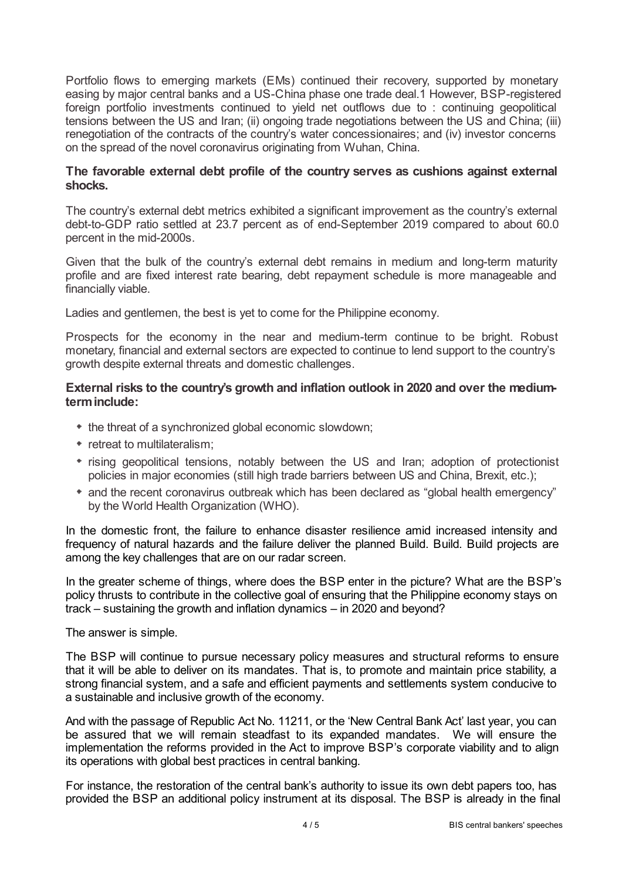Portfolio flows to emerging markets (EMs) continued their recovery, supported by monetary easing by major central banks and a US-China phase one trade deal.[1] However, BSP-registered foreign portfolio investments continued to yield net outflows due to : continuing geopolitical tensions between the US and Iran; (ii) ongoing trade negotiations between the US and China; (iii) renegotiation of the contracts of the country's water concessionaires; and (iv) investor concerns on the spread of the novel coronavirus originating from Wuhan, China.

**The favorable external debt profile of the country serves as cushions against external shocks.**

The country's external debt metrics exhibited a significant improvement as the country's external debt-to-GDP ratio settled at 23.7 percent as of end-September 2019 compared to about 60.0 percent in the mid-2000s.

Given that the bulk of the country's external debt remains in medium and long-term maturity profile and are fixed interest rate bearing, debt repayment schedule is more manageable and financially viable.

Ladies and gentlemen, the best is yet to come for the Philippine economy.

Prospects for the economy in the near and medium-term continue to be bright. Robust monetary, financial and external sectors are expected to continue to lend support to the country's growth despite external threats and domestic challenges.

**External risks to the country's growth and inflation outlook in 2020 and over the medium-term include:**

- the threat of a synchronized global economic slowdown;
- retreat to multilateralism;
- rising geopolitical tensions, notably between the US and Iran; adoption of protectionist policies in major economies (still high trade barriers between US and China, Brexit, etc.);
- and the recent coronavirus outbreak which has been declared as "global health emergency" by the World Health Organization (WHO).

In the domestic front, the failure to enhance disaster resilience amid increased intensity and frequency of natural hazards and the failure deliver the planned Build. Build. Build projects are among the key challenges that are on our radar screen.

In the greater scheme of things, where does the BSP enter in the picture? What are the BSP's policy thrusts to contribute in the collective goal of ensuring that the Philippine economy stays on track – sustaining the growth and inflation dynamics – in 2020 and beyond?

The answer is simple.

The BSP will continue to pursue necessary policy measures and structural reforms to ensure that it will be able to deliver on its mandates. That is, to promote and maintain price stability, a strong financial system, and a safe and efficient payments and settlements system conducive to a sustainable and inclusive growth of the economy.

And with the passage of Republic Act No. 11211, or the 'New Central Bank Act' last year, you can be assured that we will remain steadfast to its expanded mandates. We will ensure the implementation the reforms provided in the Act to improve BSP's corporate viability and to align its operations with global best practices in central banking.

For instance, the restoration of the central bank's authority to issue its own debt papers too, has provided the BSP an additional policy instrument at its disposal. The BSP is already in the final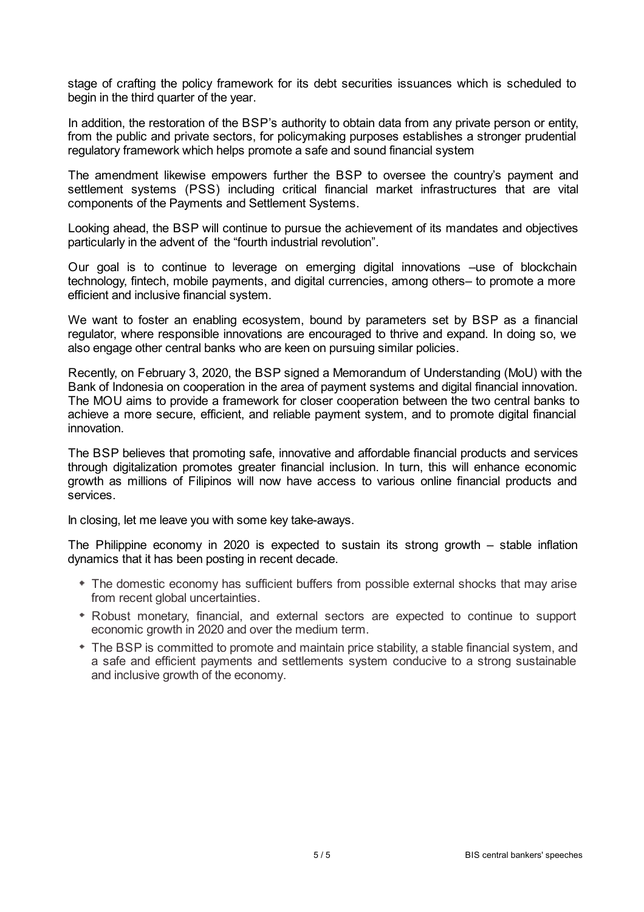stage of crafting the policy framework for its debt securities issuances which is scheduled to begin in the third quarter of the year.

In addition, the restoration of the BSP's authority to obtain data from any private person or entity, from the public and private sectors, for policymaking purposes establishes a stronger prudential regulatory framework which helps promote a safe and sound financial system

The amendment likewise empowers further the BSP to oversee the country's payment and settlement systems (PSS) including critical financial market infrastructures that are vital components of the Payments and Settlement Systems.

Looking ahead, the BSP will continue to pursue the achievement of its mandates and objectives particularly in the advent of the "fourth industrial revolution".

Our goal is to continue to leverage on emerging digital innovations –use of blockchain technology, fintech, mobile payments, and digital currencies, among others– to promote a more efficient and inclusive financial system.

We want to foster an enabling ecosystem, bound by parameters set by BSP as a financial regulator, where responsible innovations are encouraged to thrive and expand. In doing so, we also engage other central banks who are keen on pursuing similar policies.

Recently, on February 3, 2020, the BSP signed a Memorandum of Understanding (MoU) with the Bank of Indonesia on cooperation in the area of payment systems and digital financial innovation. The MOU aims to provide a framework for closer cooperation between the two central banks to achieve a more secure, efficient, and reliable payment system, and to promote digital financial innovation.

The BSP believes that promoting safe, innovative and affordable financial products and services through digitalization promotes greater financial inclusion. In turn, this will enhance economic growth as millions of Filipinos will now have access to various online financial products and services.

In closing, let me leave you with some key take-aways.

The Philippine economy in 2020 is expected to sustain its strong growth – stable inflation dynamics that it has been posting in recent decade.

- The domestic economy has sufficient buffers from possible external shocks that may arise from recent global uncertainties.
- Robust monetary, financial, and external sectors are expected to continue to support economic growth in 2020 and over the medium term.
- The BSP is committed to promote and maintain price stability, a stable financial system, and a safe and efficient payments and settlements system conducive to a strong sustainable and inclusive growth of the economy.